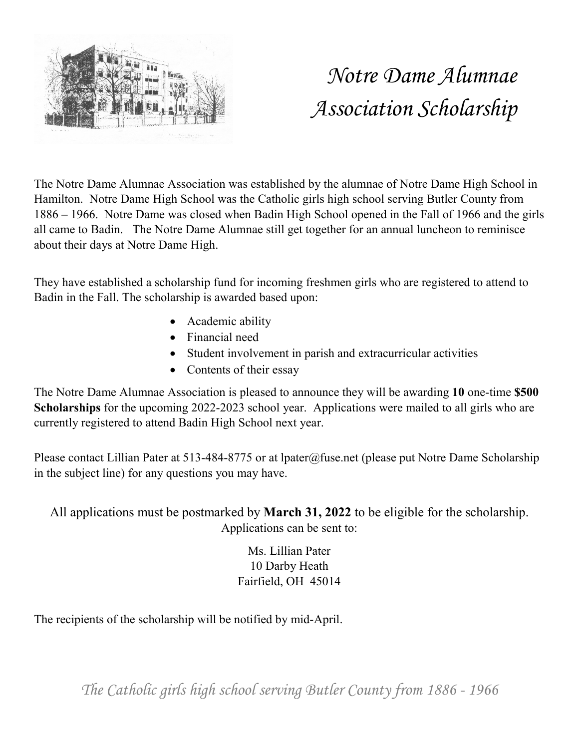# *Notre Dame Alumnae Association Scholarship*

The Notre Dame Alumnae Association was established by the alumnae of Notre Dame High School in Hamilton. Notre Dame High School was the Catholic girls high school serving Butler County from 1886 – 1966. Notre Dame was closed when Badin High School opened in the Fall of 1966 and the girls all came to Badin. The Notre Dame Alumnae still get together for an annual luncheon to reminisce about their days at Notre Dame High.

They have established a scholarship fund for incoming freshmen girls who are registered to attend to Badin in the Fall. The scholarship is awarded based upon:

- Academic ability
- Financial need
- Student involvement in parish and extracurricular activities
- Contents of their essay

The Notre Dame Alumnae Association is pleased to announce they will be awarding **10** one-time **$500 Scholarships** for the upcoming 2022-2023 school year. Applications were mailed to all girls who are currently registered to attend Badin High School next year.

Please contact Lillian Pater at 513-484-8775 or at lpater@fuse.net (please put Notre Dame Scholarship in the subject line) for any questions you may have.

All applications must be postmarked by **March 31, 2022** to be eligible for the scholarship.
Applications can be sent to:

Ms. Lillian Pater
10 Darby Heath
Fairfield, OH 45014

The recipients of the scholarship will be notified by mid-April.

*The Catholic girls high school serving Butler County from 1886 - 1966*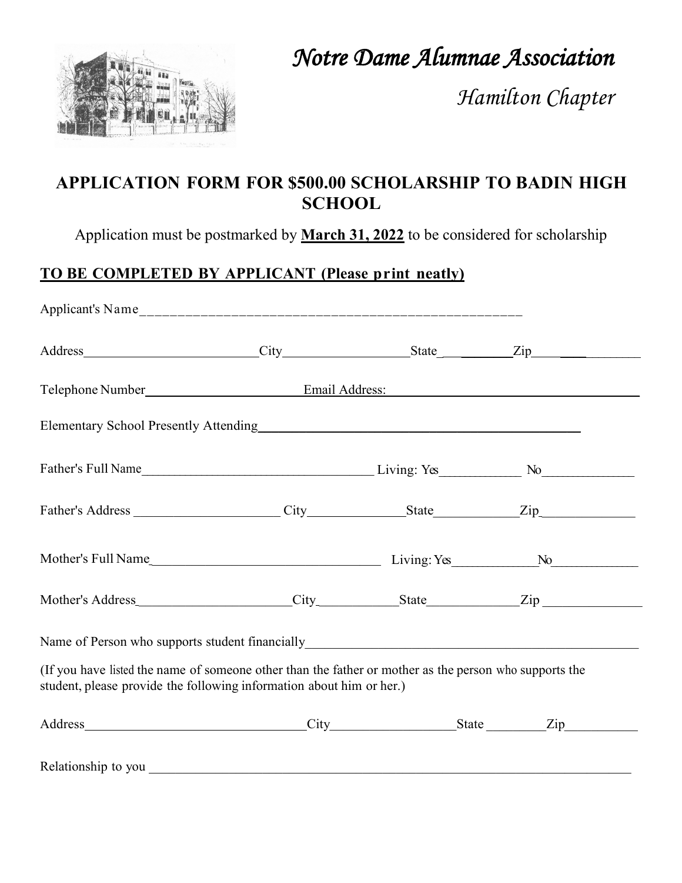# *Notre Dame Alumnae Association*

*Hamilton Chapter*

## APPLICATION FORM FOR $500.00 SCHOLARSHIP TO BADIN HIGH SCHOOL

Application must be postmarked by **March 31, 2022** to be considered for scholarship

**TO BE COMPLETED BY APPLICANT (Please print neatly)**

Applicant's Name_____________________________________________________

Address__________________________City__________________State__________Zip__________________

Telephone Number______________________Email Address:______________________________________

Elementary School Presently Attending______________________________________________

Father's Full Name__________________________________ Living: Yes____________ No______________

Father's Address _____________________ City______________State____________Zip______________

Mother's Full Name_________________________________ Living: Yes____________No_____________

Mother's Address______________________City___________State_____________Zip _______________

Name of Person who supports student financially__________________________________________________

(If you have listed the name of someone other than the father or mother as the person who supports the student, please provide the following information about him or her.)

Address________________________________City__________________State _________Zip___________

Relationship to you ________________________________________________________________________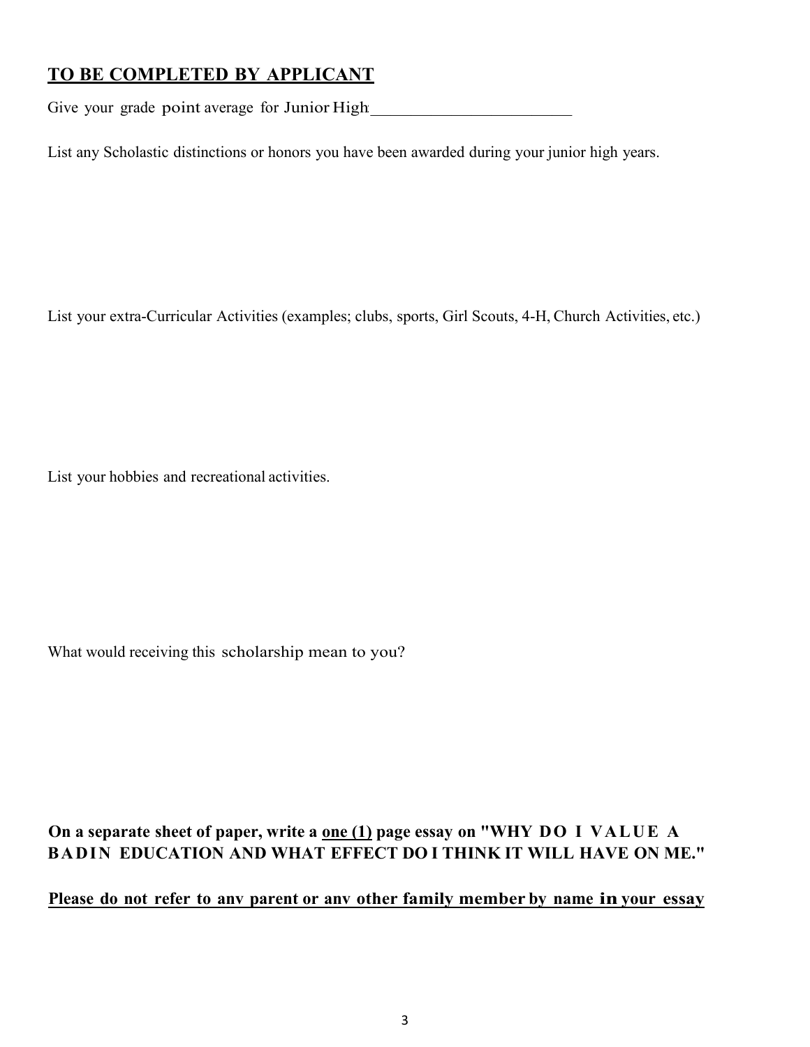## TO BE COMPLETED BY APPLICANT

Give your grade point average for Junior High: ________________________

List any Scholastic distinctions or honors you have been awarded during your junior high years.

List your extra-Curricular Activities (examples; clubs, sports, Girl Scouts, 4-H, Church Activities, etc.)

List your hobbies and recreational activities.

What would receiving this scholarship mean to you?

**On a separate sheet of paper, write a <u>one (1)</u> page essay on "WHY DO I VALUE A BADIN EDUCATION AND WHAT EFFECT DO I THINK IT WILL HAVE ON ME."**

**<u>Please do not refer to anv parent or anv other family member by name in your essay</u>**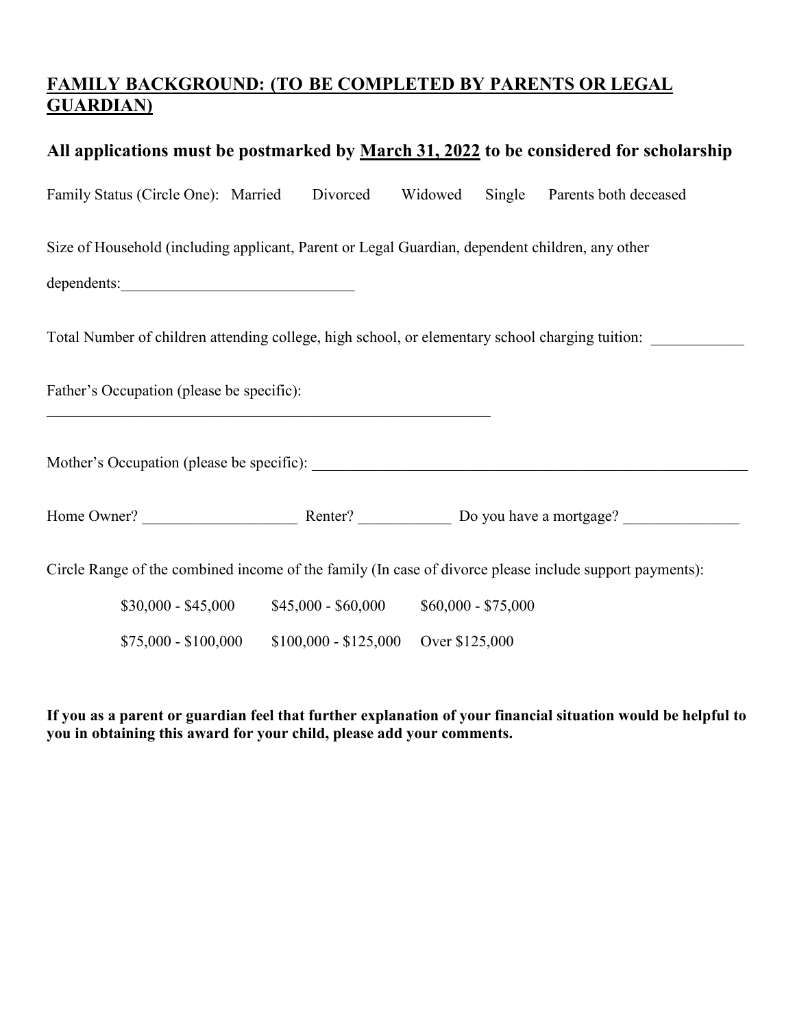## **FAMILY BACKGROUND: (TO BE COMPLETED BY PARENTS OR LEGAL GUARDIAN)**

### All applications must be postmarked by March 31, 2022 to be considered for scholarship

Family Status (Circle One): Married Divorced Widowed Single Parents both deceased

Size of Household (including applicant, Parent or Legal Guardian, dependent children, any other dependents:______________________________

Total Number of children attending college, high school, or elementary school charging tuition: ____________

Father's Occupation (please be specific):
_____________________________________________________________

Mother's Occupation (please be specific): ____________________________________________________________

Home Owner? ____________________ Renter? ____________ Do you have a mortgage? _______________

Circle Range of the combined income of the family (In case of divorce please include support payments):

$30,000 - $45,000 $45,000 - $60,000 $60,000 - $75,000

$75,000 - $100,000 $100,000 - $125,000 Over $125,000

**If you as a parent or guardian feel that further explanation of your financial situation would be helpful to you in obtaining this award for your child, please add your comments.**